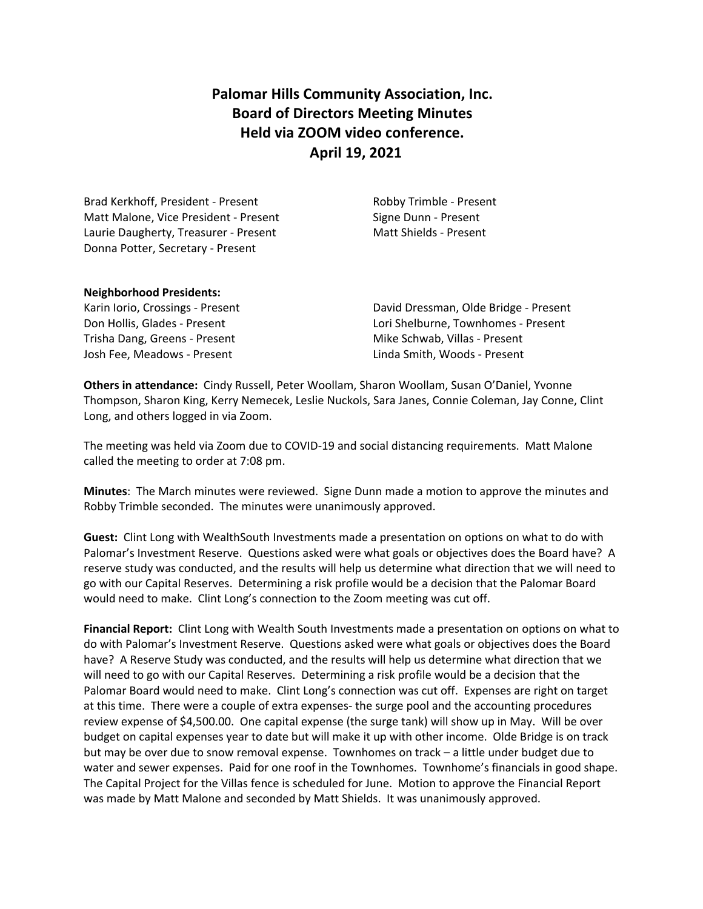# Palomar Hills Community Association, Inc.
# Board of Directors Meeting Minutes
# Held via ZOOM video conference.
# April 19, 2021

Brad Kerkhoff, President - Present
Matt Malone, Vice President - Present
Laurie Daugherty, Treasurer - Present
Donna Potter, Secretary - Present
Robby Trimble - Present
Signe Dunn - Present
Matt Shields - Present

**Neighborhood Presidents:**

Karin Iorio, Crossings - Present
Don Hollis, Glades - Present
Trisha Dang, Greens - Present
Josh Fee, Meadows - Present
David Dressman, Olde Bridge - Present
Lori Shelburne, Townhomes - Present
Mike Schwab, Villas - Present
Linda Smith, Woods - Present

**Others in attendance:** Cindy Russell, Peter Woollam, Sharon Woollam, Susan O'Daniel, Yvonne Thompson, Sharon King, Kerry Nemecek, Leslie Nuckols, Sara Janes, Connie Coleman, Jay Conne, Clint Long, and others logged in via Zoom.

The meeting was held via Zoom due to COVID-19 and social distancing requirements. Matt Malone called the meeting to order at 7:08 pm.

**Minutes**: The March minutes were reviewed. Signe Dunn made a motion to approve the minutes and Robby Trimble seconded. The minutes were unanimously approved.

**Guest:** Clint Long with WealthSouth Investments made a presentation on options on what to do with Palomar's Investment Reserve. Questions asked were what goals or objectives does the Board have? A reserve study was conducted, and the results will help us determine what direction that we will need to go with our Capital Reserves. Determining a risk profile would be a decision that the Palomar Board would need to make. Clint Long's connection to the Zoom meeting was cut off.

**Financial Report:** Clint Long with Wealth South Investments made a presentation on options on what to do with Palomar's Investment Reserve. Questions asked were what goals or objectives does the Board have? A Reserve Study was conducted, and the results will help us determine what direction that we will need to go with our Capital Reserves. Determining a risk profile would be a decision that the Palomar Board would need to make. Clint Long's connection was cut off. Expenses are right on target at this time. There were a couple of extra expenses- the surge pool and the accounting procedures review expense of $4,500.00. One capital expense (the surge tank) will show up in May. Will be over budget on capital expenses year to date but will make it up with other income. Olde Bridge is on track but may be over due to snow removal expense. Townhomes on track – a little under budget due to water and sewer expenses. Paid for one roof in the Townhomes. Townhome's financials in good shape. The Capital Project for the Villas fence is scheduled for June. Motion to approve the Financial Report was made by Matt Malone and seconded by Matt Shields. It was unanimously approved.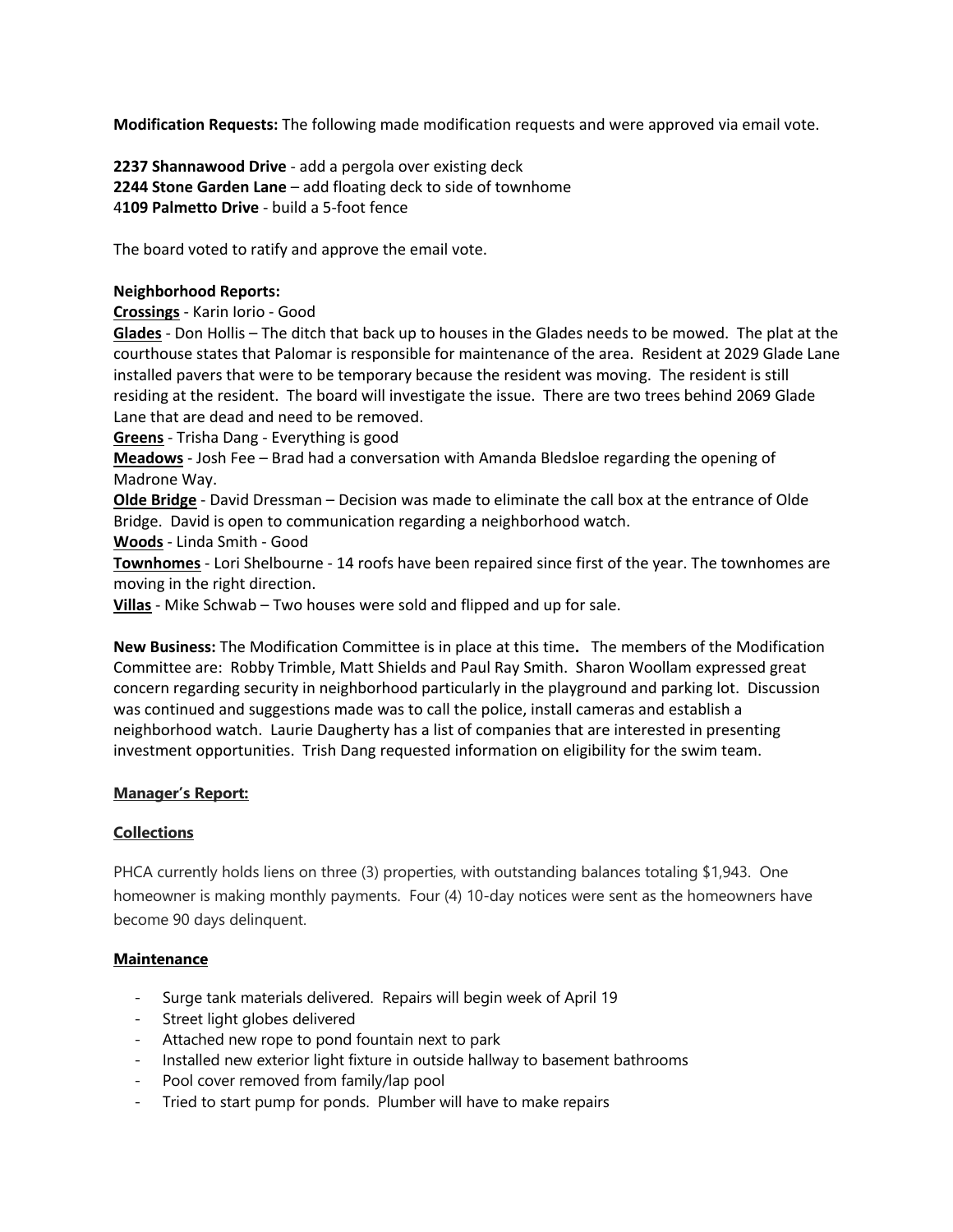**Modification Requests:** The following made modification requests and were approved via email vote.

**2237 Shannawood Drive** - add a pergola over existing deck
**2244 Stone Garden Lane** – add floating deck to side of townhome
4**109 Palmetto Drive** - build a 5-foot fence

The board voted to ratify and approve the email vote.

**Neighborhood Reports:**
**Crossings** - Karin Iorio - Good
**Glades** - Don Hollis – The ditch that back up to houses in the Glades needs to be mowed. The plat at the courthouse states that Palomar is responsible for maintenance of the area. Resident at 2029 Glade Lane installed pavers that were to be temporary because the resident was moving. The resident is still residing at the resident. The board will investigate the issue. There are two trees behind 2069 Glade Lane that are dead and need to be removed.
**Greens** - Trisha Dang - Everything is good
**Meadows** - Josh Fee – Brad had a conversation with Amanda Bledsloe regarding the opening of Madrone Way.
**Olde Bridge** - David Dressman – Decision was made to eliminate the call box at the entrance of Olde Bridge. David is open to communication regarding a neighborhood watch.
**Woods** - Linda Smith - Good
**Townhomes** - Lori Shelbourne - 14 roofs have been repaired since first of the year. The townhomes are moving in the right direction.
**Villas** - Mike Schwab – Two houses were sold and flipped and up for sale.

**New Business:** The Modification Committee is in place at this time**.** The members of the Modification Committee are: Robby Trimble, Matt Shields and Paul Ray Smith. Sharon Woollam expressed great concern regarding security in neighborhood particularly in the playground and parking lot. Discussion was continued and suggestions made was to call the police, install cameras and establish a neighborhood watch. Laurie Daugherty has a list of companies that are interested in presenting investment opportunities. Trish Dang requested information on eligibility for the swim team.

**Manager's Report:**

**Collections**

PHCA currently holds liens on three (3) properties, with outstanding balances totaling $1,943. One homeowner is making monthly payments. Four (4) 10-day notices were sent as the homeowners have become 90 days delinquent.

**Maintenance**

- Surge tank materials delivered. Repairs will begin week of April 19
- Street light globes delivered
- Attached new rope to pond fountain next to park
- Installed new exterior light fixture in outside hallway to basement bathrooms
- Pool cover removed from family/lap pool
- Tried to start pump for ponds. Plumber will have to make repairs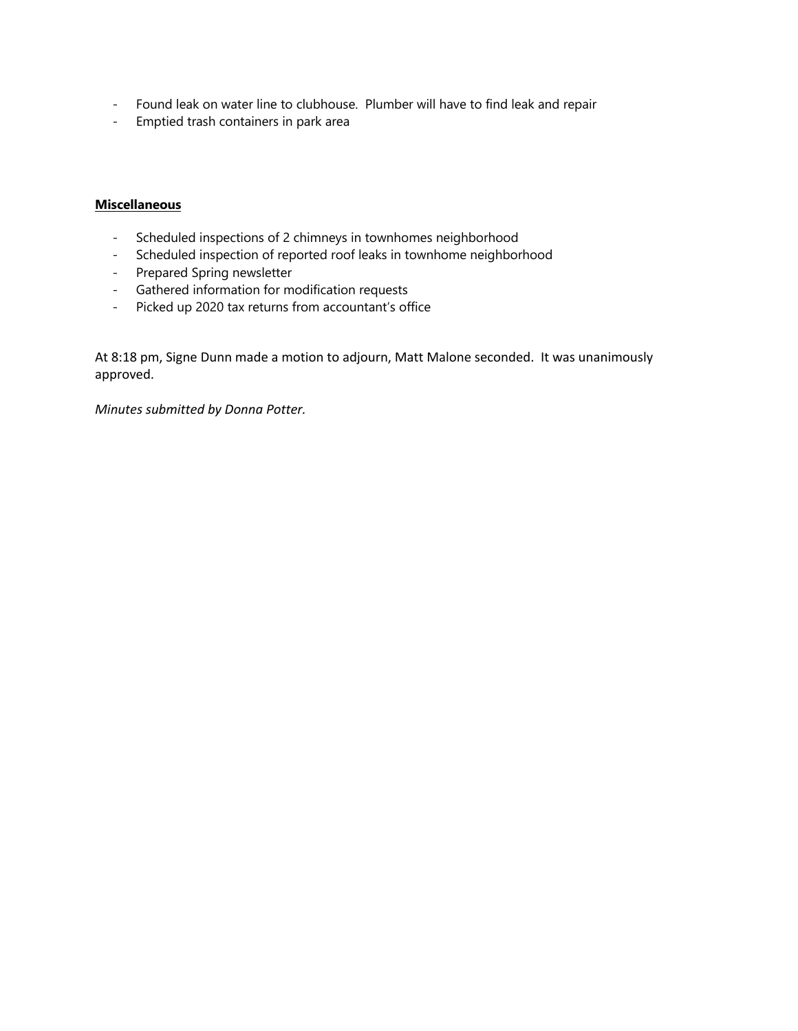- Found leak on water line to clubhouse.  Plumber will have to find leak and repair
- Emptied trash containers in park area

**Miscellaneous**

- Scheduled inspections of 2 chimneys in townhomes neighborhood
- Scheduled inspection of reported roof leaks in townhome neighborhood
- Prepared Spring newsletter
- Gathered information for modification requests
- Picked up 2020 tax returns from accountant's office

At 8:18 pm, Signe Dunn made a motion to adjourn, Matt Malone seconded.  It was unanimously approved.

*Minutes submitted by Donna Potter.*